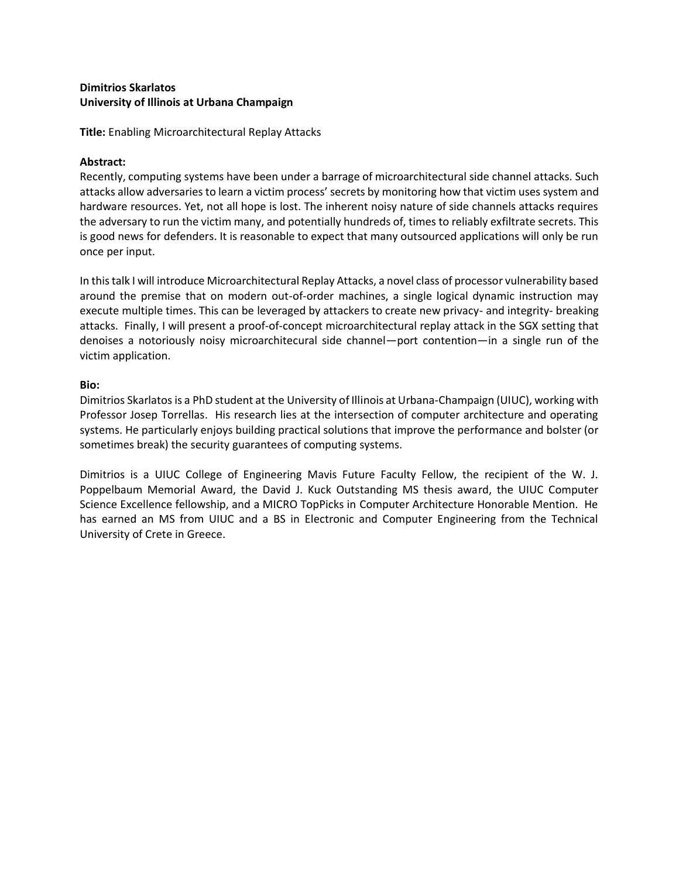**Dimitrios Skarlatos**
**University of Illinois at Urbana Champaign**

**Title:** Enabling Microarchitectural Replay Attacks

**Abstract:**
Recently, computing systems have been under a barrage of microarchitectural side channel attacks. Such attacks allow adversaries to learn a victim process' secrets by monitoring how that victim uses system and hardware resources. Yet, not all hope is lost. The inherent noisy nature of side channels attacks requires the adversary to run the victim many, and potentially hundreds of, times to reliably exfiltrate secrets. This is good news for defenders. It is reasonable to expect that many outsourced applications will only be run once per input.

In this talk I will introduce Microarchitectural Replay Attacks, a novel class of processor vulnerability based around the premise that on modern out-of-order machines, a single logical dynamic instruction may execute multiple times. This can be leveraged by attackers to create new privacy- and integrity- breaking attacks. Finally, I will present a proof-of-concept microarchitectural replay attack in the SGX setting that denoises a notoriously noisy microarchitecural side channel—port contention—in a single run of the victim application.

**Bio:**
Dimitrios Skarlatos is a PhD student at the University of Illinois at Urbana-Champaign (UIUC), working with Professor Josep Torrellas. His research lies at the intersection of computer architecture and operating systems. He particularly enjoys building practical solutions that improve the performance and bolster (or sometimes break) the security guarantees of computing systems.

Dimitrios is a UIUC College of Engineering Mavis Future Faculty Fellow, the recipient of the W. J. Poppelbaum Memorial Award, the David J. Kuck Outstanding MS thesis award, the UIUC Computer Science Excellence fellowship, and a MICRO TopPicks in Computer Architecture Honorable Mention. He has earned an MS from UIUC and a BS in Electronic and Computer Engineering from the Technical University of Crete in Greece.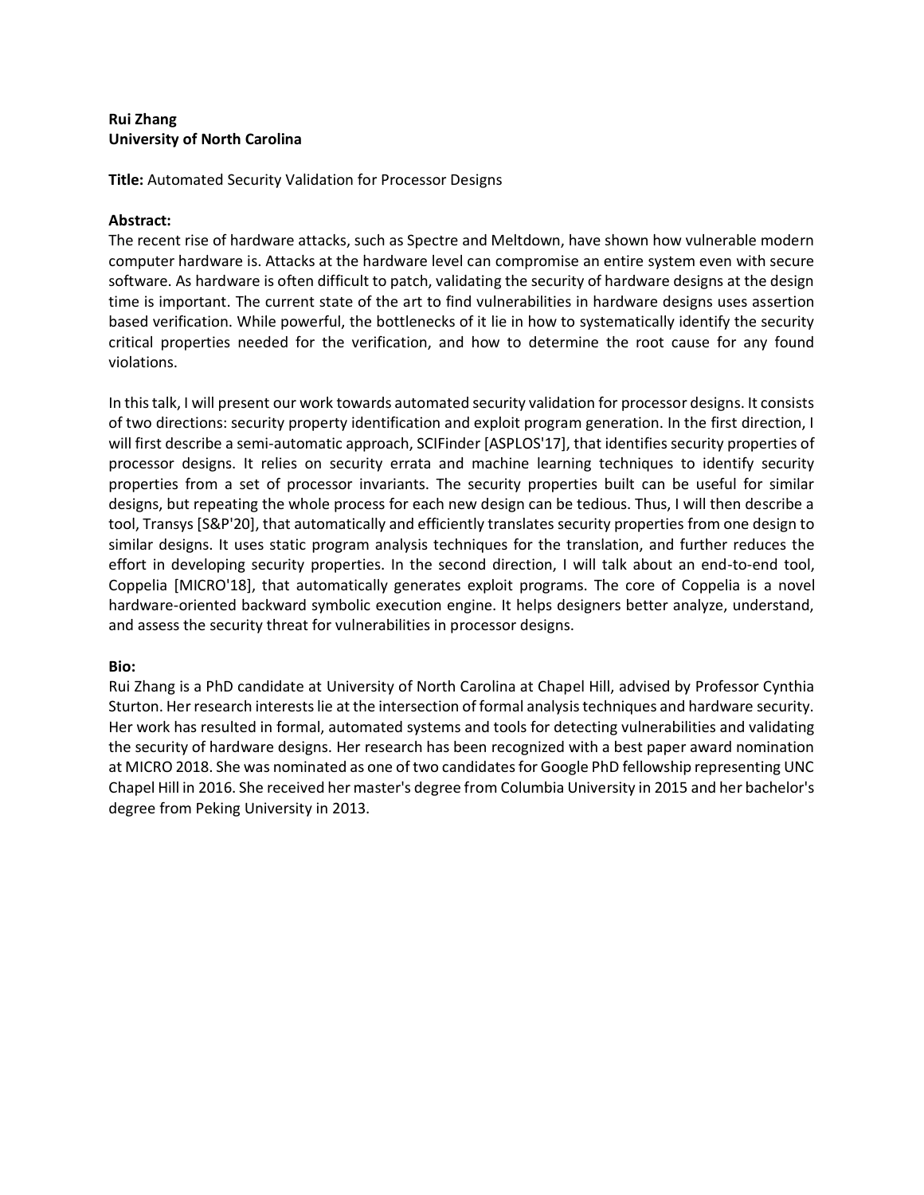**Rui Zhang**
**University of North Carolina**

**Title:** Automated Security Validation for Processor Designs

**Abstract:**

The recent rise of hardware attacks, such as Spectre and Meltdown, have shown how vulnerable modern computer hardware is. Attacks at the hardware level can compromise an entire system even with secure software. As hardware is often difficult to patch, validating the security of hardware designs at the design time is important. The current state of the art to find vulnerabilities in hardware designs uses assertion based verification. While powerful, the bottlenecks of it lie in how to systematically identify the security critical properties needed for the verification, and how to determine the root cause for any found violations.

In this talk, I will present our work towards automated security validation for processor designs. It consists of two directions: security property identification and exploit program generation. In the first direction, I will first describe a semi-automatic approach, SCIFinder [ASPLOS'17], that identifies security properties of processor designs. It relies on security errata and machine learning techniques to identify security properties from a set of processor invariants. The security properties built can be useful for similar designs, but repeating the whole process for each new design can be tedious. Thus, I will then describe a tool, Transys [S&P'20], that automatically and efficiently translates security properties from one design to similar designs. It uses static program analysis techniques for the translation, and further reduces the effort in developing security properties. In the second direction, I will talk about an end-to-end tool, Coppelia [MICRO'18], that automatically generates exploit programs. The core of Coppelia is a novel hardware-oriented backward symbolic execution engine. It helps designers better analyze, understand, and assess the security threat for vulnerabilities in processor designs.

**Bio:**

Rui Zhang is a PhD candidate at University of North Carolina at Chapel Hill, advised by Professor Cynthia Sturton. Her research interests lie at the intersection of formal analysis techniques and hardware security. Her work has resulted in formal, automated systems and tools for detecting vulnerabilities and validating the security of hardware designs. Her research has been recognized with a best paper award nomination at MICRO 2018. She was nominated as one of two candidates for Google PhD fellowship representing UNC Chapel Hill in 2016. She received her master's degree from Columbia University in 2015 and her bachelor's degree from Peking University in 2013.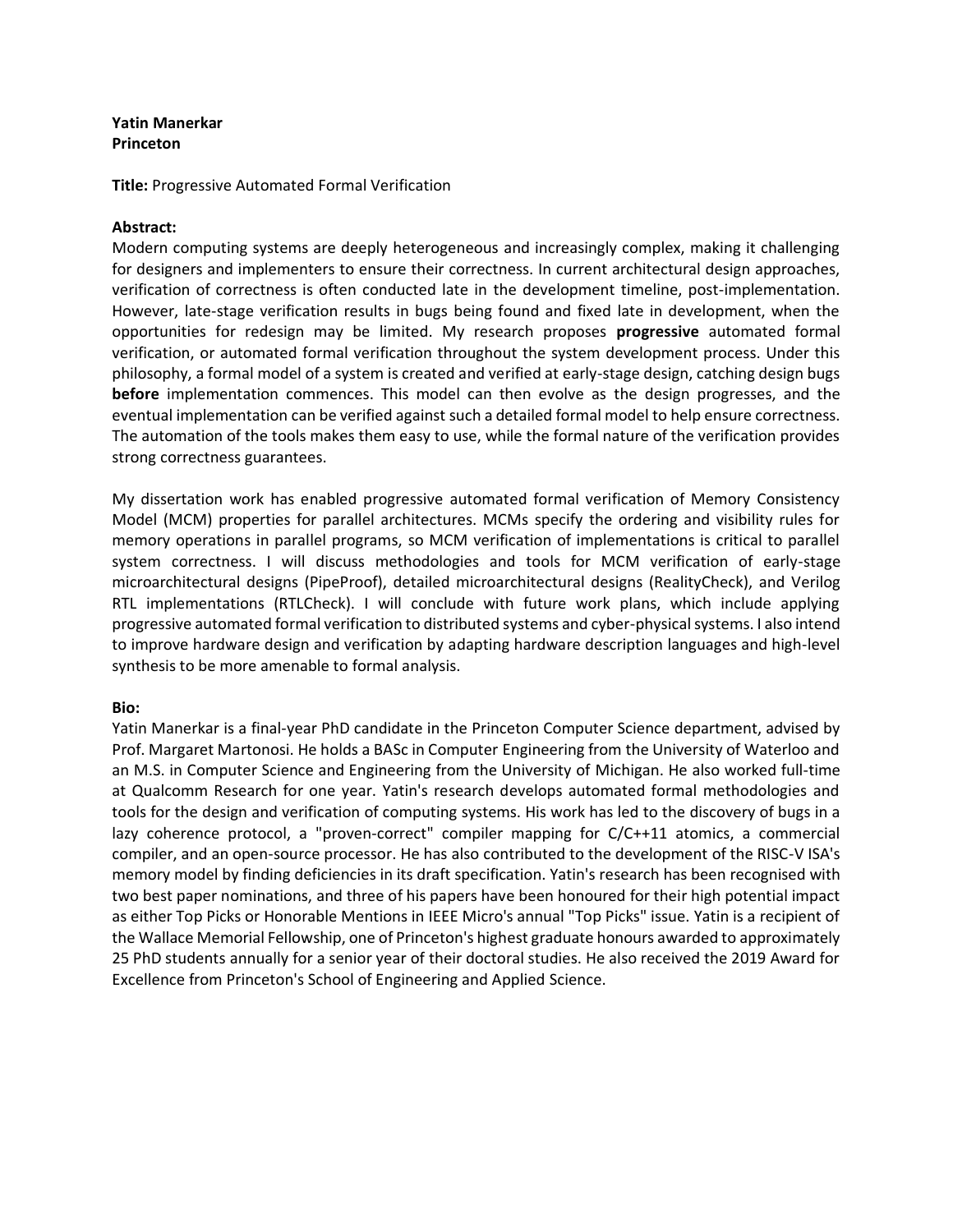**Yatin Manerkar**
**Princeton**

**Title:** Progressive Automated Formal Verification

**Abstract:**
Modern computing systems are deeply heterogeneous and increasingly complex, making it challenging for designers and implementers to ensure their correctness. In current architectural design approaches, verification of correctness is often conducted late in the development timeline, post-implementation. However, late-stage verification results in bugs being found and fixed late in development, when the opportunities for redesign may be limited. My research proposes **progressive** automated formal verification, or automated formal verification throughout the system development process. Under this philosophy, a formal model of a system is created and verified at early-stage design, catching design bugs **before** implementation commences. This model can then evolve as the design progresses, and the eventual implementation can be verified against such a detailed formal model to help ensure correctness. The automation of the tools makes them easy to use, while the formal nature of the verification provides strong correctness guarantees.

My dissertation work has enabled progressive automated formal verification of Memory Consistency Model (MCM) properties for parallel architectures. MCMs specify the ordering and visibility rules for memory operations in parallel programs, so MCM verification of implementations is critical to parallel system correctness. I will discuss methodologies and tools for MCM verification of early-stage microarchitectural designs (PipeProof), detailed microarchitectural designs (RealityCheck), and Verilog RTL implementations (RTLCheck). I will conclude with future work plans, which include applying progressive automated formal verification to distributed systems and cyber-physical systems. I also intend to improve hardware design and verification by adapting hardware description languages and high-level synthesis to be more amenable to formal analysis.

**Bio:**
Yatin Manerkar is a final-year PhD candidate in the Princeton Computer Science department, advised by Prof. Margaret Martonosi. He holds a BASc in Computer Engineering from the University of Waterloo and an M.S. in Computer Science and Engineering from the University of Michigan. He also worked full-time at Qualcomm Research for one year. Yatin's research develops automated formal methodologies and tools for the design and verification of computing systems. His work has led to the discovery of bugs in a lazy coherence protocol, a "proven-correct" compiler mapping for C/C++11 atomics, a commercial compiler, and an open-source processor. He has also contributed to the development of the RISC-V ISA's memory model by finding deficiencies in its draft specification. Yatin's research has been recognised with two best paper nominations, and three of his papers have been honoured for their high potential impact as either Top Picks or Honorable Mentions in IEEE Micro's annual "Top Picks" issue. Yatin is a recipient of the Wallace Memorial Fellowship, one of Princeton's highest graduate honours awarded to approximately 25 PhD students annually for a senior year of their doctoral studies. He also received the 2019 Award for Excellence from Princeton's School of Engineering and Applied Science.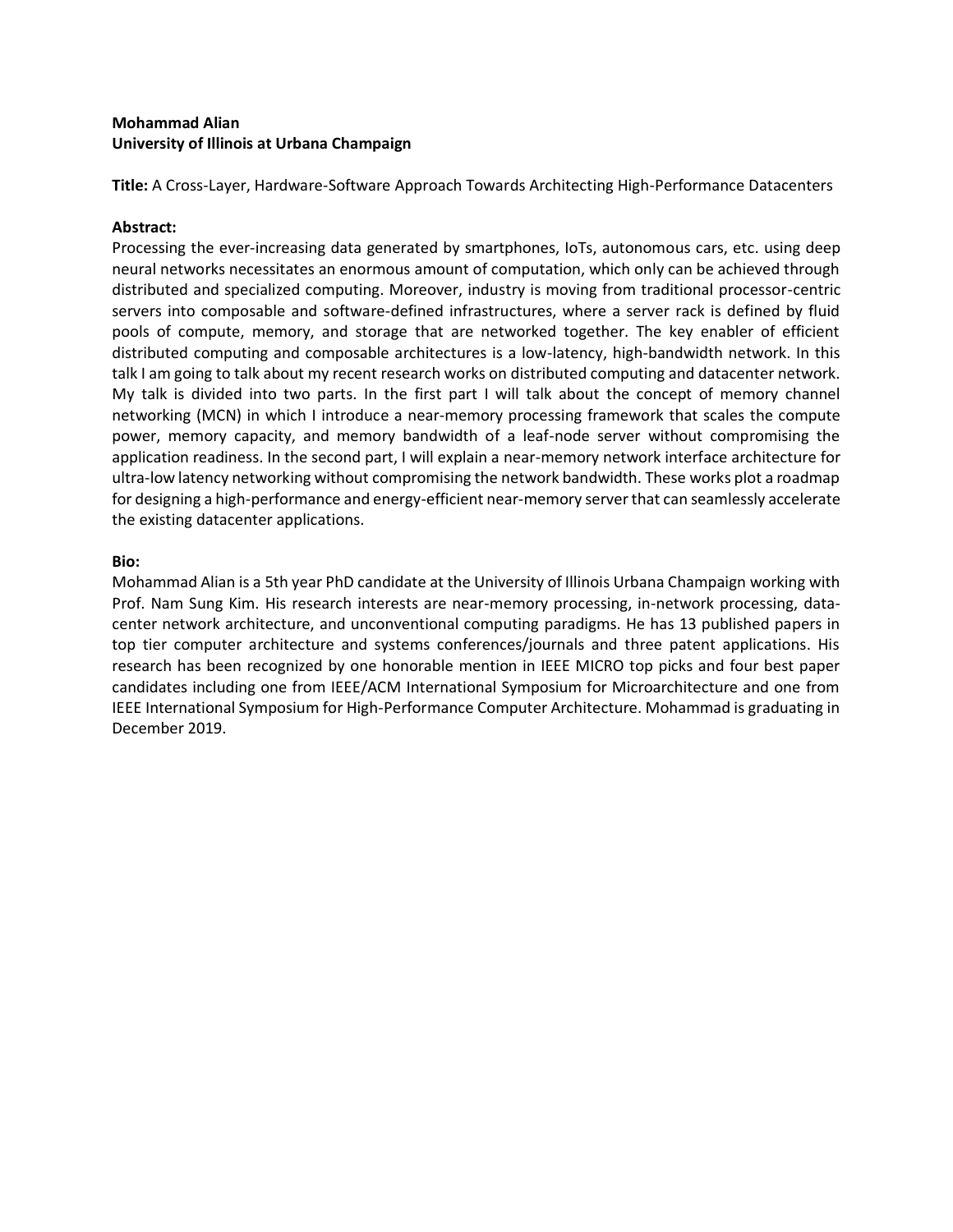**Mohammad Alian**
**University of Illinois at Urbana Champaign**

**Title:** A Cross-Layer, Hardware-Software Approach Towards Architecting High-Performance Datacenters

**Abstract:**
Processing the ever-increasing data generated by smartphones, IoTs, autonomous cars, etc. using deep neural networks necessitates an enormous amount of computation, which only can be achieved through distributed and specialized computing. Moreover, industry is moving from traditional processor-centric servers into composable and software-defined infrastructures, where a server rack is defined by fluid pools of compute, memory, and storage that are networked together. The key enabler of efficient distributed computing and composable architectures is a low-latency, high-bandwidth network. In this talk I am going to talk about my recent research works on distributed computing and datacenter network. My talk is divided into two parts. In the first part I will talk about the concept of memory channel networking (MCN) in which I introduce a near-memory processing framework that scales the compute power, memory capacity, and memory bandwidth of a leaf-node server without compromising the application readiness. In the second part, I will explain a near-memory network interface architecture for ultra-low latency networking without compromising the network bandwidth. These works plot a roadmap for designing a high-performance and energy-efficient near-memory server that can seamlessly accelerate the existing datacenter applications.

**Bio:**
Mohammad Alian is a 5th year PhD candidate at the University of Illinois Urbana Champaign working with Prof. Nam Sung Kim. His research interests are near-memory processing, in-network processing, data-center network architecture, and unconventional computing paradigms. He has 13 published papers in top tier computer architecture and systems conferences/journals and three patent applications. His research has been recognized by one honorable mention in IEEE MICRO top picks and four best paper candidates including one from IEEE/ACM International Symposium for Microarchitecture and one from IEEE International Symposium for High-Performance Computer Architecture. Mohammad is graduating in December 2019.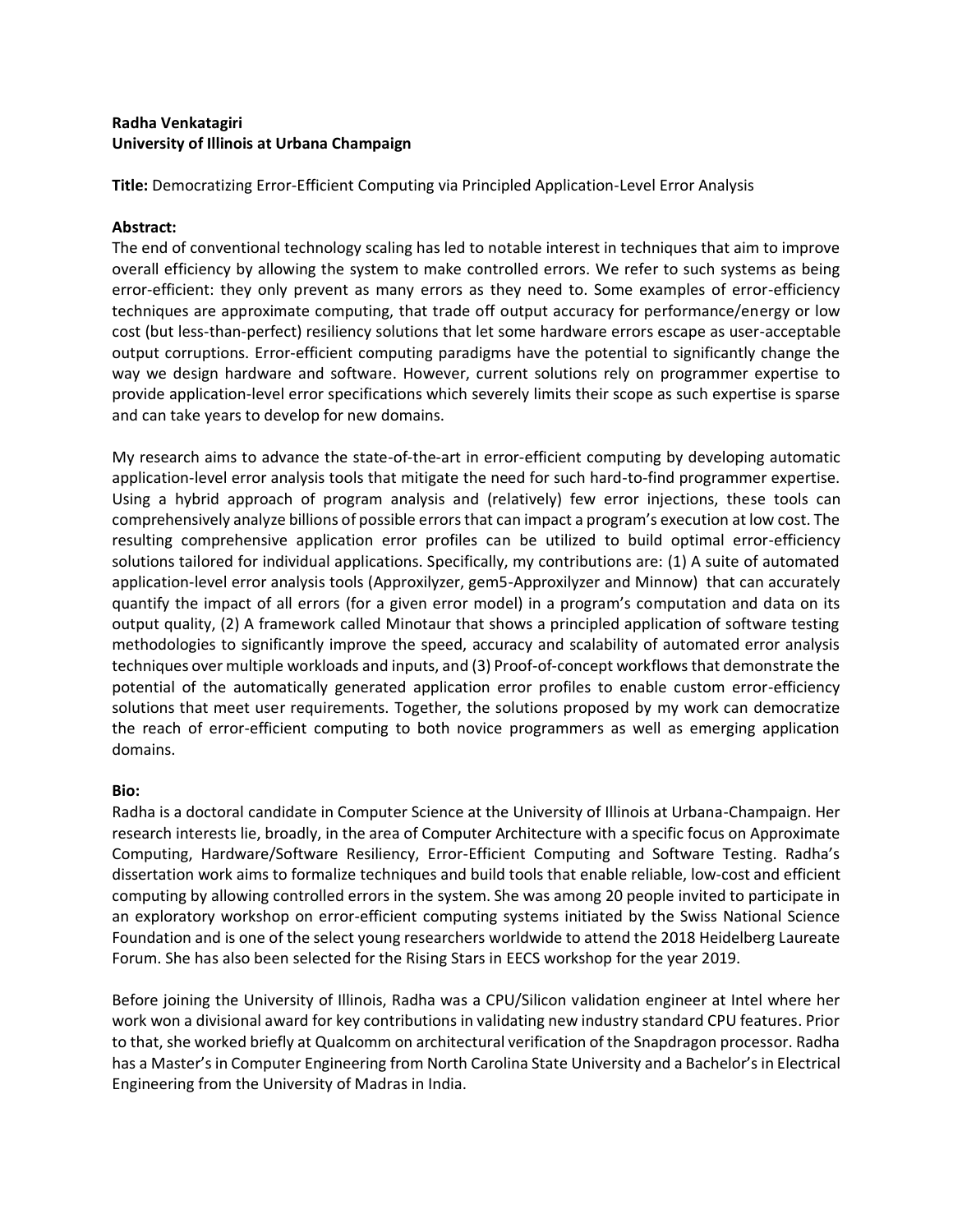**Radha Venkatagiri**
**University of Illinois at Urbana Champaign**

**Title:** Democratizing Error-Efficient Computing via Principled Application-Level Error Analysis

**Abstract:**
The end of conventional technology scaling has led to notable interest in techniques that aim to improve overall efficiency by allowing the system to make controlled errors. We refer to such systems as being error-efficient: they only prevent as many errors as they need to. Some examples of error-efficiency techniques are approximate computing, that trade off output accuracy for performance/energy or low cost (but less-than-perfect) resiliency solutions that let some hardware errors escape as user-acceptable output corruptions. Error-efficient computing paradigms have the potential to significantly change the way we design hardware and software. However, current solutions rely on programmer expertise to provide application-level error specifications which severely limits their scope as such expertise is sparse and can take years to develop for new domains.

My research aims to advance the state-of-the-art in error-efficient computing by developing automatic application-level error analysis tools that mitigate the need for such hard-to-find programmer expertise. Using a hybrid approach of program analysis and (relatively) few error injections, these tools can comprehensively analyze billions of possible errors that can impact a program's execution at low cost. The resulting comprehensive application error profiles can be utilized to build optimal error-efficiency solutions tailored for individual applications. Specifically, my contributions are: (1) A suite of automated application-level error analysis tools (Approxilyzer, gem5-Approxilyzer and Minnow) that can accurately quantify the impact of all errors (for a given error model) in a program's computation and data on its output quality, (2) A framework called Minotaur that shows a principled application of software testing methodologies to significantly improve the speed, accuracy and scalability of automated error analysis techniques over multiple workloads and inputs, and (3) Proof-of-concept workflows that demonstrate the potential of the automatically generated application error profiles to enable custom error-efficiency solutions that meet user requirements. Together, the solutions proposed by my work can democratize the reach of error-efficient computing to both novice programmers as well as emerging application domains.

**Bio:**
Radha is a doctoral candidate in Computer Science at the University of Illinois at Urbana-Champaign. Her research interests lie, broadly, in the area of Computer Architecture with a specific focus on Approximate Computing, Hardware/Software Resiliency, Error-Efficient Computing and Software Testing. Radha's dissertation work aims to formalize techniques and build tools that enable reliable, low-cost and efficient computing by allowing controlled errors in the system. She was among 20 people invited to participate in an exploratory workshop on error-efficient computing systems initiated by the Swiss National Science Foundation and is one of the select young researchers worldwide to attend the 2018 Heidelberg Laureate Forum. She has also been selected for the Rising Stars in EECS workshop for the year 2019.

Before joining the University of Illinois, Radha was a CPU/Silicon validation engineer at Intel where her work won a divisional award for key contributions in validating new industry standard CPU features. Prior to that, she worked briefly at Qualcomm on architectural verification of the Snapdragon processor. Radha has a Master's in Computer Engineering from North Carolina State University and a Bachelor's in Electrical Engineering from the University of Madras in India.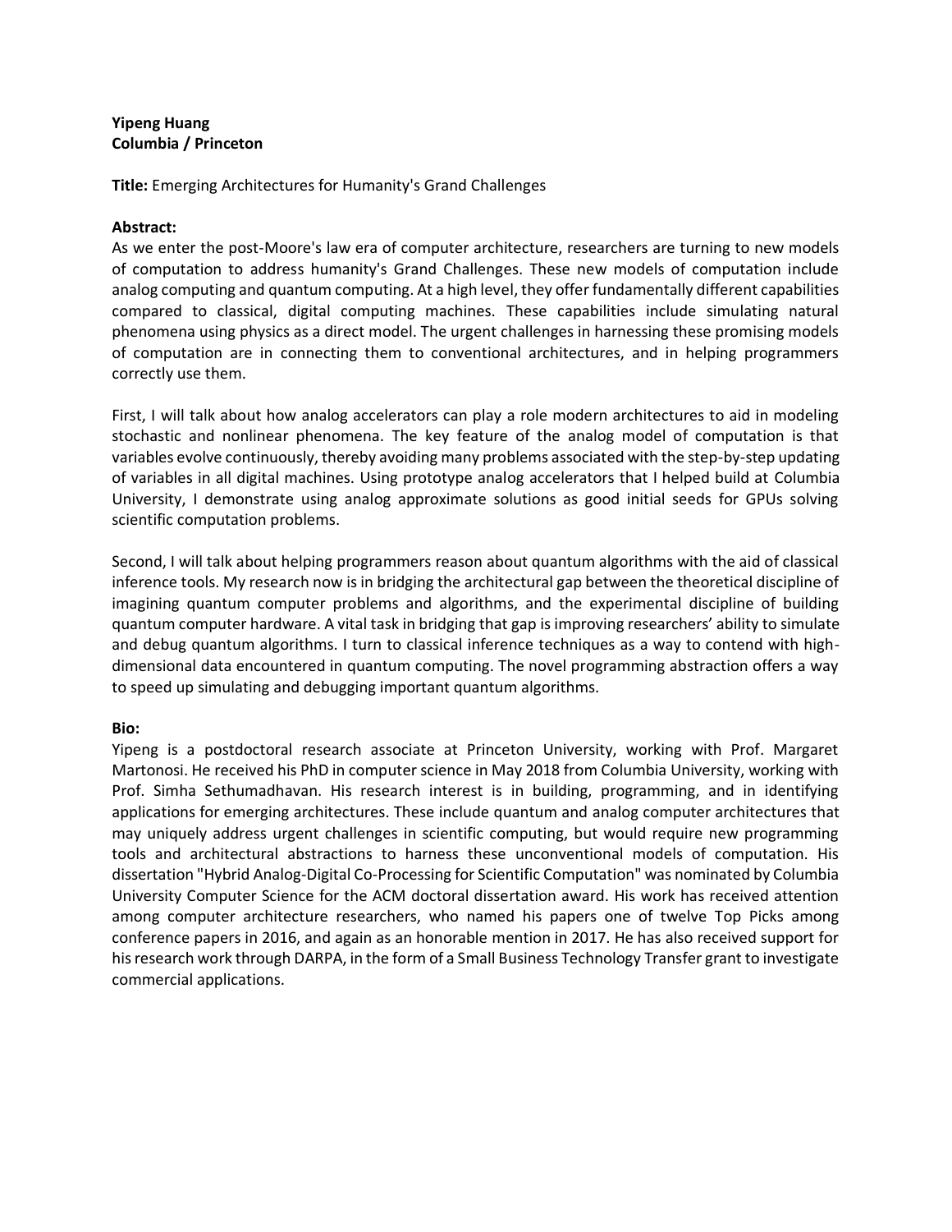**Yipeng Huang**
**Columbia / Princeton**

**Title:** Emerging Architectures for Humanity's Grand Challenges

**Abstract:**
As we enter the post-Moore's law era of computer architecture, researchers are turning to new models of computation to address humanity's Grand Challenges. These new models of computation include analog computing and quantum computing. At a high level, they offer fundamentally different capabilities compared to classical, digital computing machines. These capabilities include simulating natural phenomena using physics as a direct model. The urgent challenges in harnessing these promising models of computation are in connecting them to conventional architectures, and in helping programmers correctly use them.

First, I will talk about how analog accelerators can play a role modern architectures to aid in modeling stochastic and nonlinear phenomena. The key feature of the analog model of computation is that variables evolve continuously, thereby avoiding many problems associated with the step-by-step updating of variables in all digital machines. Using prototype analog accelerators that I helped build at Columbia University, I demonstrate using analog approximate solutions as good initial seeds for GPUs solving scientific computation problems.

Second, I will talk about helping programmers reason about quantum algorithms with the aid of classical inference tools. My research now is in bridging the architectural gap between the theoretical discipline of imagining quantum computer problems and algorithms, and the experimental discipline of building quantum computer hardware. A vital task in bridging that gap is improving researchers' ability to simulate and debug quantum algorithms. I turn to classical inference techniques as a way to contend with high-dimensional data encountered in quantum computing. The novel programming abstraction offers a way to speed up simulating and debugging important quantum algorithms.

**Bio:**
Yipeng is a postdoctoral research associate at Princeton University, working with Prof. Margaret Martonosi. He received his PhD in computer science in May 2018 from Columbia University, working with Prof. Simha Sethumadhavan. His research interest is in building, programming, and in identifying applications for emerging architectures. These include quantum and analog computer architectures that may uniquely address urgent challenges in scientific computing, but would require new programming tools and architectural abstractions to harness these unconventional models of computation. His dissertation "Hybrid Analog-Digital Co-Processing for Scientific Computation" was nominated by Columbia University Computer Science for the ACM doctoral dissertation award. His work has received attention among computer architecture researchers, who named his papers one of twelve Top Picks among conference papers in 2016, and again as an honorable mention in 2017. He has also received support for his research work through DARPA, in the form of a Small Business Technology Transfer grant to investigate commercial applications.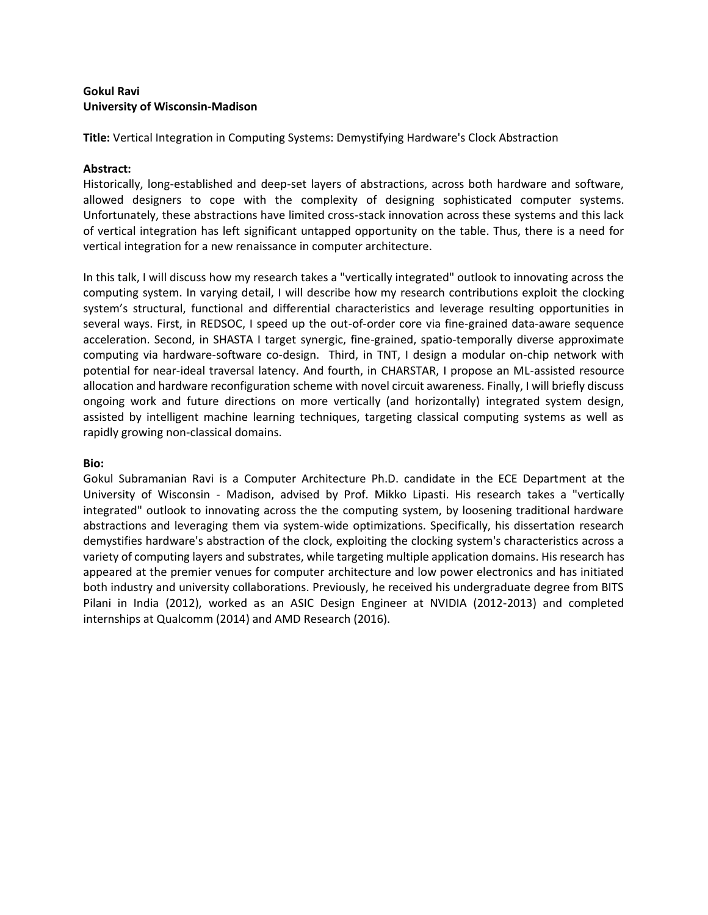**Gokul Ravi**
**University of Wisconsin-Madison**

**Title:** Vertical Integration in Computing Systems: Demystifying Hardware's Clock Abstraction

**Abstract:**
Historically, long-established and deep-set layers of abstractions, across both hardware and software, allowed designers to cope with the complexity of designing sophisticated computer systems. Unfortunately, these abstractions have limited cross-stack innovation across these systems and this lack of vertical integration has left significant untapped opportunity on the table. Thus, there is a need for vertical integration for a new renaissance in computer architecture.

In this talk, I will discuss how my research takes a "vertically integrated" outlook to innovating across the computing system. In varying detail, I will describe how my research contributions exploit the clocking system's structural, functional and differential characteristics and leverage resulting opportunities in several ways. First, in REDSOC, I speed up the out-of-order core via fine-grained data-aware sequence acceleration. Second, in SHASTA I target synergic, fine-grained, spatio-temporally diverse approximate computing via hardware-software co-design. Third, in TNT, I design a modular on-chip network with potential for near-ideal traversal latency. And fourth, in CHARSTAR, I propose an ML-assisted resource allocation and hardware reconfiguration scheme with novel circuit awareness. Finally, I will briefly discuss ongoing work and future directions on more vertically (and horizontally) integrated system design, assisted by intelligent machine learning techniques, targeting classical computing systems as well as rapidly growing non-classical domains.

**Bio:**
Gokul Subramanian Ravi is a Computer Architecture Ph.D. candidate in the ECE Department at the University of Wisconsin - Madison, advised by Prof. Mikko Lipasti. His research takes a "vertically integrated" outlook to innovating across the the computing system, by loosening traditional hardware abstractions and leveraging them via system-wide optimizations. Specifically, his dissertation research demystifies hardware's abstraction of the clock, exploiting the clocking system's characteristics across a variety of computing layers and substrates, while targeting multiple application domains. His research has appeared at the premier venues for computer architecture and low power electronics and has initiated both industry and university collaborations. Previously, he received his undergraduate degree from BITS Pilani in India (2012), worked as an ASIC Design Engineer at NVIDIA (2012-2013) and completed internships at Qualcomm (2014) and AMD Research (2016).